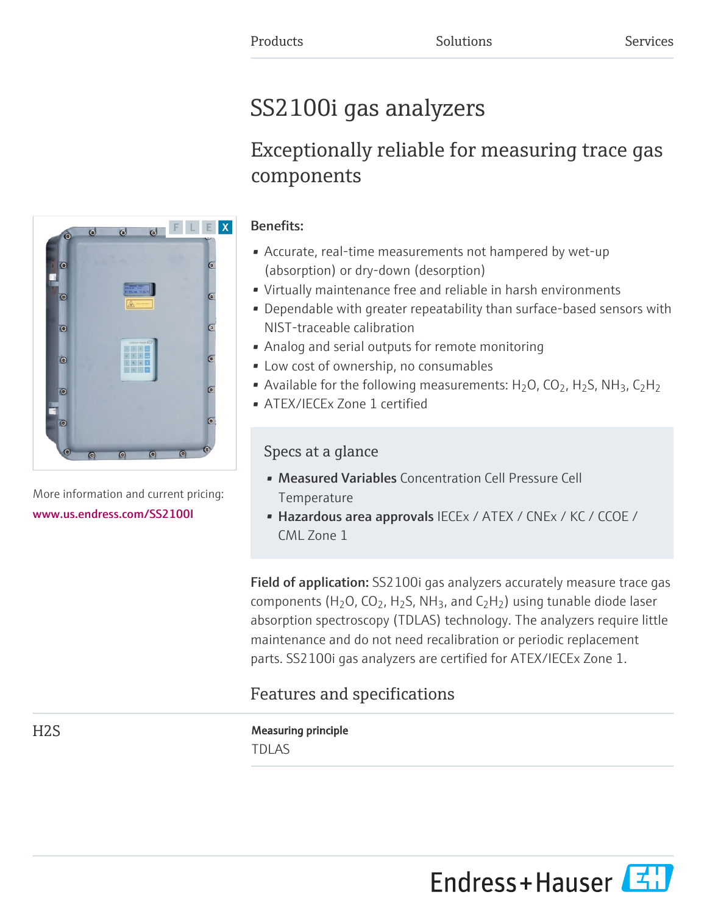Products Solutions Services

# SS2100i gas analyzers

## Exceptionally reliable for measuring trace gas components

More information and current pricing:
www.us.endress.com/SS2100I

**Benefits:**

- Accurate, real-time measurements not hampered by wet-up (absorption) or dry-down (desorption)
- Virtually maintenance free and reliable in harsh environments
- Dependable with greater repeatability than surface-based sensors with NIST-traceable calibration
- Analog and serial outputs for remote monitoring
- Low cost of ownership, no consumables
- Available for the following measurements: $H_2O$, $CO_2$, $H_2S$, $NH_3$, $C_2H_2$
- ATEX/IECEx Zone 1 certified

### Specs at a glance

- **Measured Variables** Concentration Cell Pressure Cell Temperature
- **Hazardous area approvals** IECEx / ATEX / CNEx / KC / CCOE / CML Zone 1

**Field of application:** SS2100i gas analyzers accurately measure trace gas components ($H_2O$, $CO_2$, $H_2S$, $NH_3$, and $C_2H_2$) using tunable diode laser absorption spectroscopy (TDLAS) technology. The analyzers require little maintenance and do not need recalibration or periodic replacement parts. SS2100i gas analyzers are certified for ATEX/IECEx Zone 1.

## Features and specifications

### H2S

**Measuring principle**

TDLAS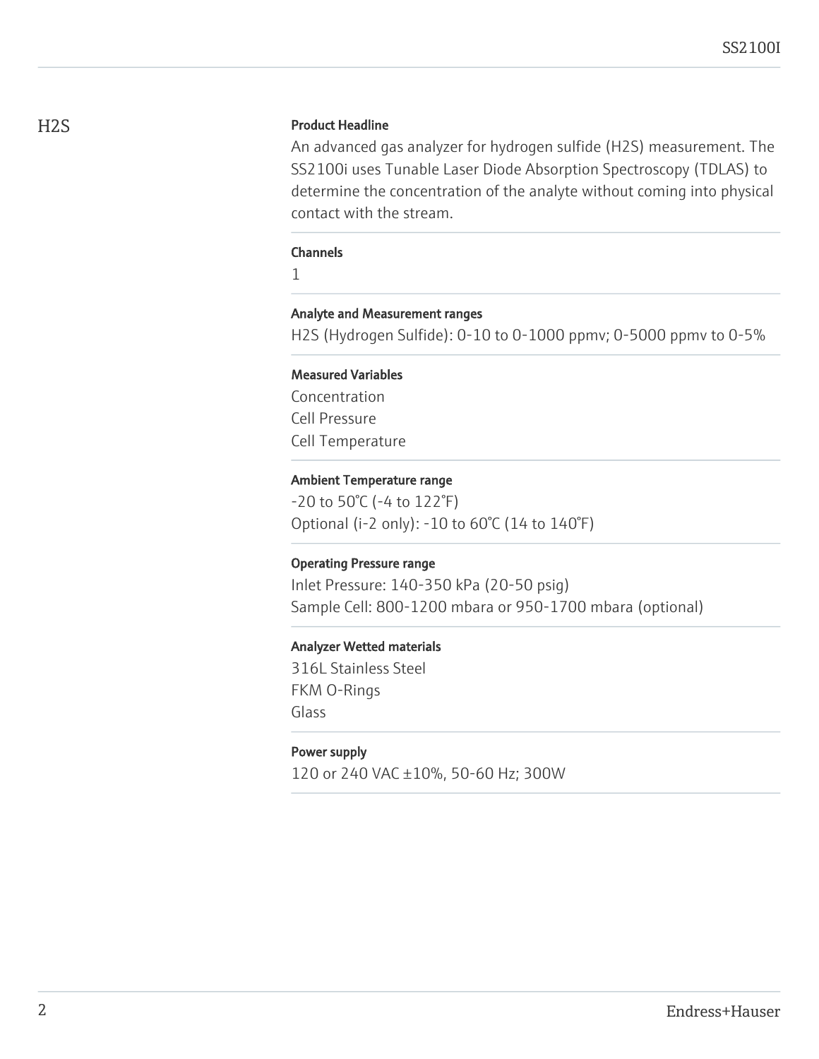## H2S

### Product Headline

An advanced gas analyzer for hydrogen sulfide ($H_2S$) measurement. The SS2100i uses Tunable Laser Diode Absorption Spectroscopy (TDLAS) to determine the concentration of the analyte without coming into physical contact with the stream.

### Channels

1

### Analyte and Measurement ranges

$H_2S$ (Hydrogen Sulfide): 0-10 to 0-1000 ppmv; 0-5000 ppmv to 0-5%

### Measured Variables

Concentration
Cell Pressure
Cell Temperature

### Ambient Temperature range

-20 to 50°C (-4 to 122°F)
Optional (i-2 only): -10 to 60°C (14 to 140°F)

### Operating Pressure range

Inlet Pressure: 140-350 kPa (20-50 psig)
Sample Cell: 800-1200 mbara or 950-1700 mbara (optional)

### Analyzer Wetted materials

316L Stainless Steel
FKM O-Rings
Glass

### Power supply

120 or 240 VAC ±10%, 50-60 Hz; 300W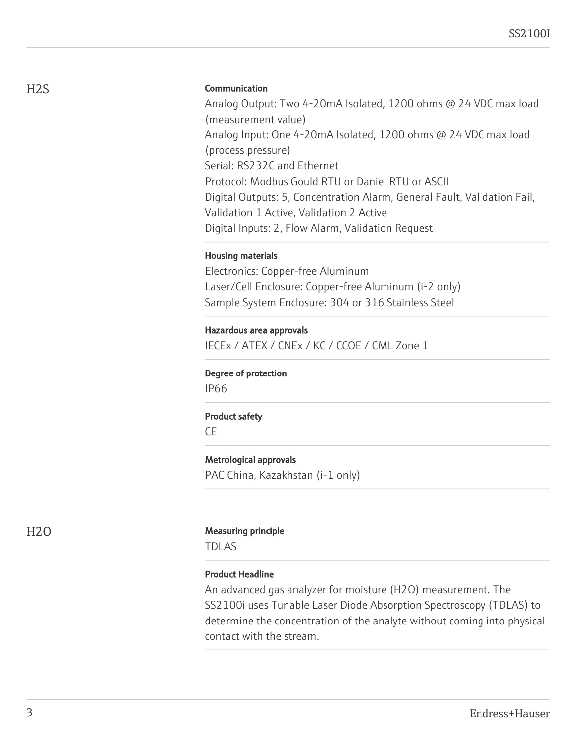## H2S

### Communication

Analog Output: Two 4-20mA Isolated, 1200 ohms @ 24 VDC max load (measurement value)
Analog Input: One 4-20mA Isolated, 1200 ohms @ 24 VDC max load (process pressure)
Serial: RS232C and Ethernet
Protocol: Modbus Gould RTU or Daniel RTU or ASCII
Digital Outputs: 5, Concentration Alarm, General Fault, Validation Fail, Validation 1 Active, Validation 2 Active
Digital Inputs: 2, Flow Alarm, Validation Request

### Housing materials

Electronics: Copper-free Aluminum
Laser/Cell Enclosure: Copper-free Aluminum (i-2 only)
Sample System Enclosure: 304 or 316 Stainless Steel

### Hazardous area approvals

IECEx / ATEX / CNEx / KC / CCOE / CML Zone 1

### Degree of protection

IP66

### Product safety

CE

### Metrological approvals

PAC China, Kazakhstan (i-1 only)

## H2O

### Measuring principle

TDLAS

### Product Headline

An advanced gas analyzer for moisture ($H_2O$) measurement. The SS2100i uses Tunable Laser Diode Absorption Spectroscopy (TDLAS) to determine the concentration of the analyte without coming into physical contact with the stream.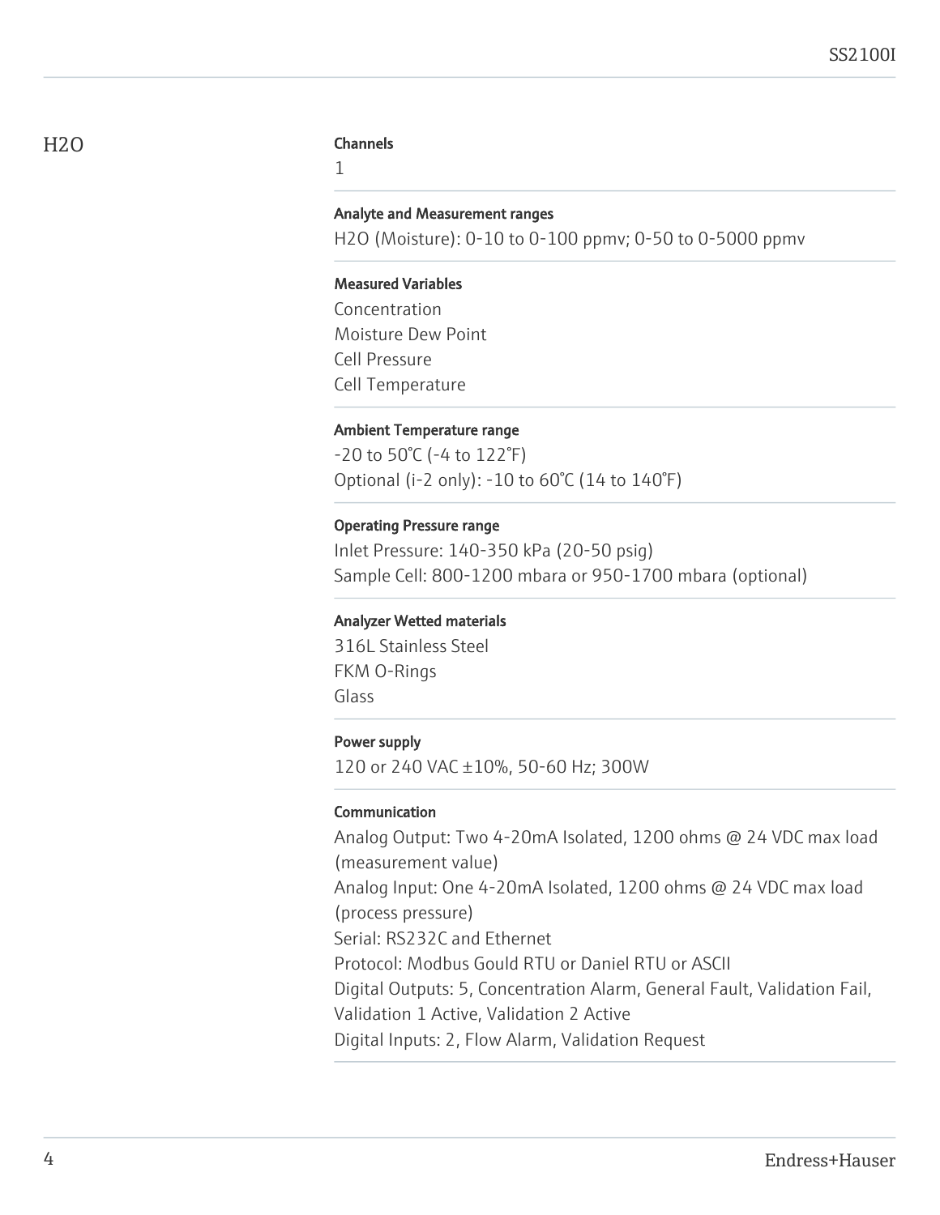# H2O

### Channels

1

### Analyte and Measurement ranges

$H_2O$ (Moisture): 0-10 to 0-100 ppmv; 0-50 to 0-5000 ppmv

### Measured Variables

Concentration
Moisture Dew Point
Cell Pressure
Cell Temperature

### Ambient Temperature range

-20 to 50°C (-4 to 122°F)
Optional (i-2 only): -10 to 60°C (14 to 140°F)

### Operating Pressure range

Inlet Pressure: 140-350 kPa (20-50 psig)
Sample Cell: 800-1200 mbara or 950-1700 mbara (optional)

### Analyzer Wetted materials

316L Stainless Steel
FKM O-Rings
Glass

### Power supply

120 or 240 VAC ±10%, 50-60 Hz; 300W

### Communication

Analog Output: Two 4-20mA Isolated, 1200 ohms @ 24 VDC max load (measurement value)
Analog Input: One 4-20mA Isolated, 1200 ohms @ 24 VDC max load (process pressure)
Serial: RS232C and Ethernet
Protocol: Modbus Gould RTU or Daniel RTU or ASCII
Digital Outputs: 5, Concentration Alarm, General Fault, Validation Fail, Validation 1 Active, Validation 2 Active
Digital Inputs: 2, Flow Alarm, Validation Request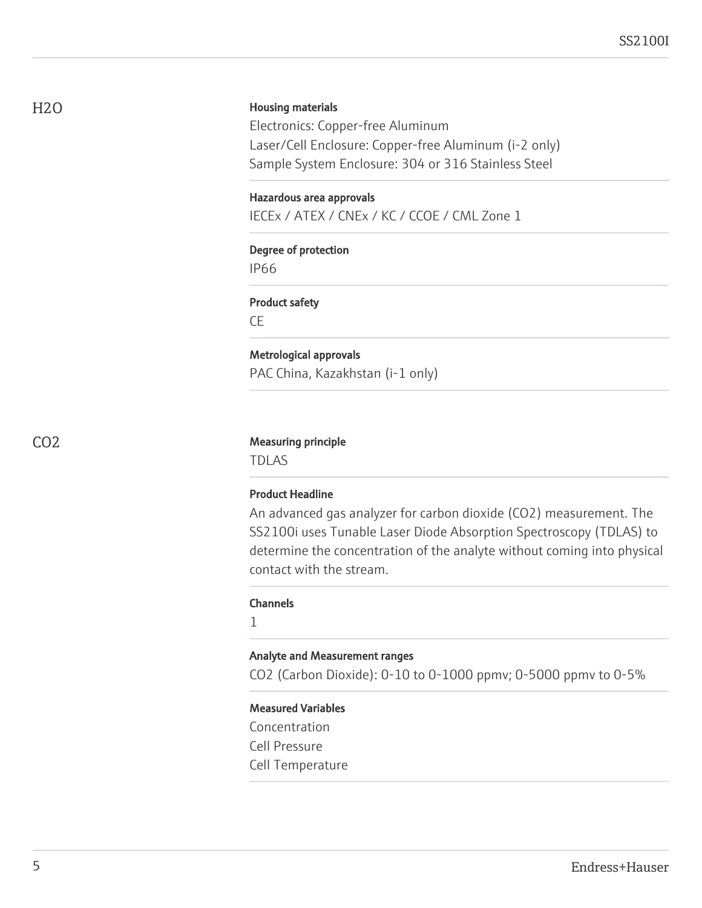## $H_2O$

**Housing materials**

Electronics: Copper-free Aluminum
Laser/Cell Enclosure: Copper-free Aluminum (i-2 only)
Sample System Enclosure: 304 or 316 Stainless Steel

**Hazardous area approvals**

IECEx / ATEX / CNEx / KC / CCOE / CML Zone 1

**Degree of protection**

IP66

**Product safety**

CE

**Metrological approvals**

PAC China, Kazakhstan (i-1 only)

## $CO_2$

**Measuring principle**

TDLAS

**Product Headline**

An advanced gas analyzer for carbon dioxide ($CO_2$) measurement. The SS2100i uses Tunable Laser Diode Absorption Spectroscopy (TDLAS) to determine the concentration of the analyte without coming into physical contact with the stream.

**Channels**

1

**Analyte and Measurement ranges**

$CO_2$ (Carbon Dioxide): 0-10 to 0-1000 ppmv; 0-5000 ppmv to 0-5%

**Measured Variables**

Concentration
Cell Pressure
Cell Temperature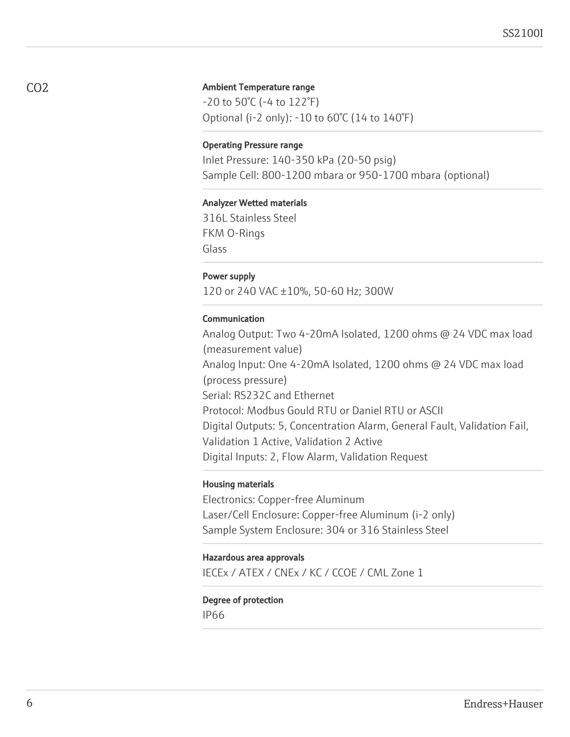## CO2

**Ambient Temperature range**

-20 to 50°C (-4 to 122°F)
Optional (i-2 only): -10 to 60°C (14 to 140°F)

**Operating Pressure range**

Inlet Pressure: 140-350 kPa (20-50 psig)
Sample Cell: 800-1200 mbara or 950-1700 mbara (optional)

**Analyzer Wetted materials**

316L Stainless Steel
FKM O-Rings
Glass

**Power supply**

120 or 240 VAC ±10%, 50-60 Hz; 300W

**Communication**

Analog Output: Two 4-20mA Isolated, 1200 ohms @ 24 VDC max load (measurement value)
Analog Input: One 4-20mA Isolated, 1200 ohms @ 24 VDC max load (process pressure)
Serial: RS232C and Ethernet
Protocol: Modbus Gould RTU or Daniel RTU or ASCII
Digital Outputs: 5, Concentration Alarm, General Fault, Validation Fail, Validation 1 Active, Validation 2 Active
Digital Inputs: 2, Flow Alarm, Validation Request

**Housing materials**

Electronics: Copper-free Aluminum
Laser/Cell Enclosure: Copper-free Aluminum (i-2 only)
Sample System Enclosure: 304 or 316 Stainless Steel

**Hazardous area approvals**

IECEx / ATEX / CNEx / KC / CCOE / CML Zone 1

**Degree of protection**

IP66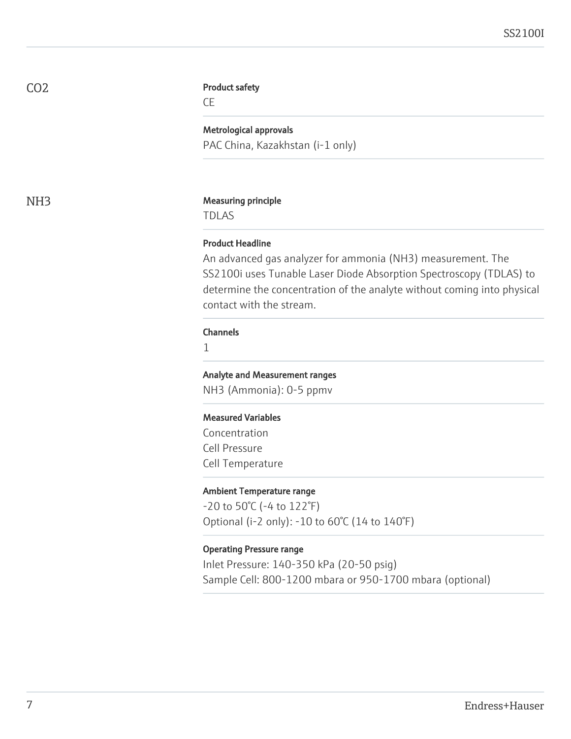## $CO_2$

**Product safety**

CE

**Metrological approvals**

PAC China, Kazakhstan (i-1 only)

## $NH_3$

**Measuring principle**

TDLAS

**Product Headline**

An advanced gas analyzer for ammonia ($NH_3$) measurement. The SS2100i uses Tunable Laser Diode Absorption Spectroscopy (TDLAS) to determine the concentration of the analyte without coming into physical contact with the stream.

**Channels**

1

**Analyte and Measurement ranges**

$NH_3$ (Ammonia): 0-5 ppmv

**Measured Variables**

Concentration
Cell Pressure
Cell Temperature

**Ambient Temperature range**

-20 to 50°C (-4 to 122°F)
Optional (i-2 only): -10 to 60°C (14 to 140°F)

**Operating Pressure range**

Inlet Pressure: 140-350 kPa (20-50 psig)
Sample Cell: 800-1200 mbara or 950-1700 mbara (optional)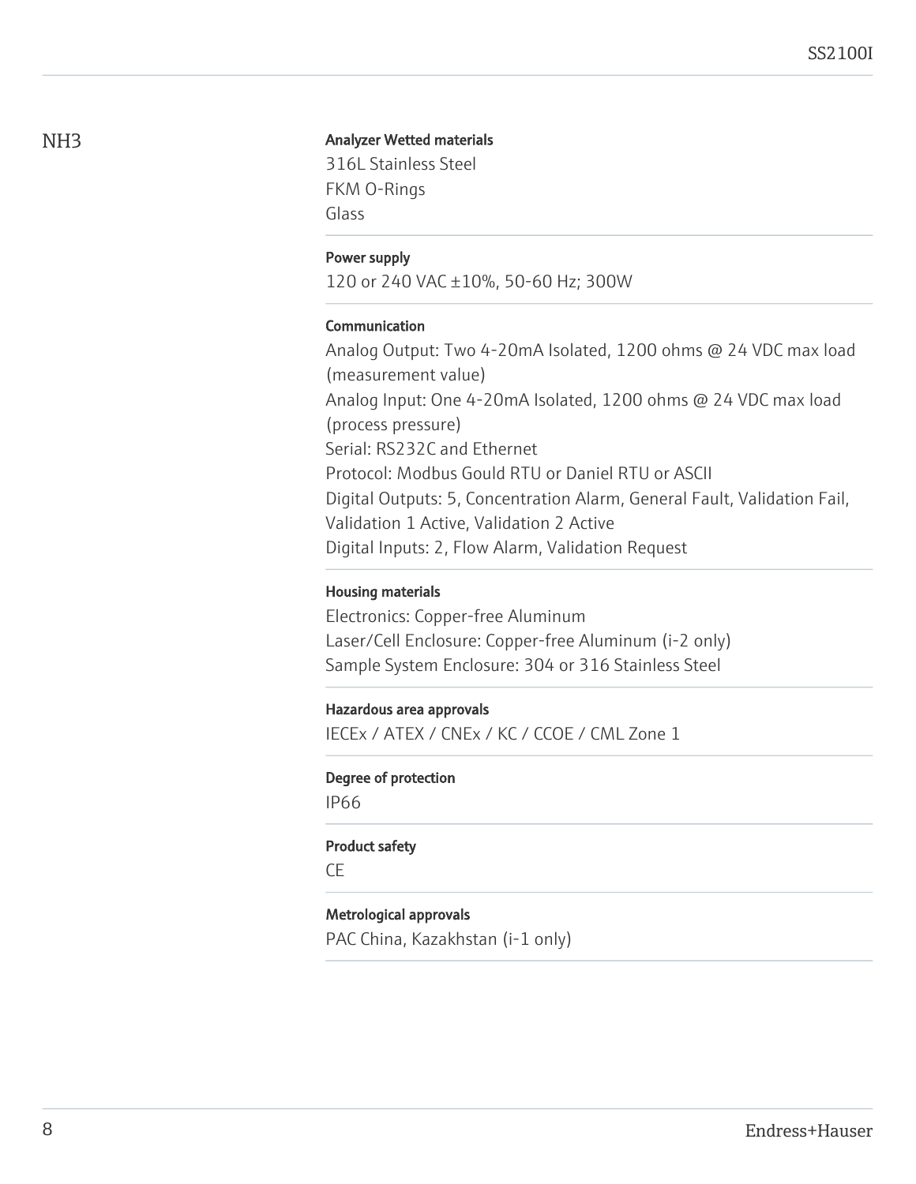## NH3

**Analyzer Wetted materials**

316L Stainless Steel
FKM O-Rings
Glass

**Power supply**

120 or 240 VAC ±10%, 50-60 Hz; 300W

**Communication**

Analog Output: Two 4-20mA Isolated, 1200 ohms @ 24 VDC max load (measurement value)
Analog Input: One 4-20mA Isolated, 1200 ohms @ 24 VDC max load (process pressure)
Serial: RS232C and Ethernet
Protocol: Modbus Gould RTU or Daniel RTU or ASCII
Digital Outputs: 5, Concentration Alarm, General Fault, Validation Fail, Validation 1 Active, Validation 2 Active
Digital Inputs: 2, Flow Alarm, Validation Request

**Housing materials**

Electronics: Copper-free Aluminum
Laser/Cell Enclosure: Copper-free Aluminum (i-2 only)
Sample System Enclosure: 304 or 316 Stainless Steel

**Hazardous area approvals**

IECEx / ATEX / CNEx / KC / CCOE / CML Zone 1

**Degree of protection**

IP66

**Product safety**

CE

**Metrological approvals**

PAC China, Kazakhstan (i-1 only)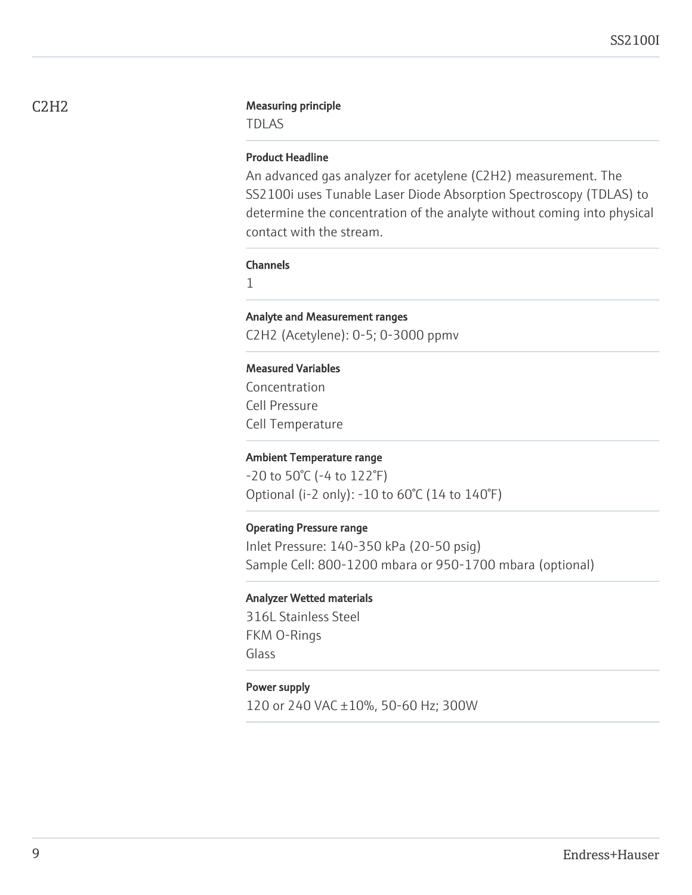## $C_2H_2$

**Measuring principle**

TDLAS

**Product Headline**

An advanced gas analyzer for acetylene ($C_2H_2$) measurement. The SS2100i uses Tunable Laser Diode Absorption Spectroscopy (TDLAS) to determine the concentration of the analyte without coming into physical contact with the stream.

**Channels**

1

**Analyte and Measurement ranges**

$C_2H_2$ (Acetylene): 0-5; 0-3000 ppmv

**Measured Variables**

Concentration
Cell Pressure
Cell Temperature

**Ambient Temperature range**

-20 to 50°C (-4 to 122°F)
Optional (i-2 only): -10 to 60°C (14 to 140°F)

**Operating Pressure range**

Inlet Pressure: 140-350 kPa (20-50 psig)
Sample Cell: 800-1200 mbara or 950-1700 mbara (optional)

**Analyzer Wetted materials**

316L Stainless Steel
FKM O-Rings
Glass

**Power supply**

120 or 240 VAC ±10%, 50-60 Hz; 300W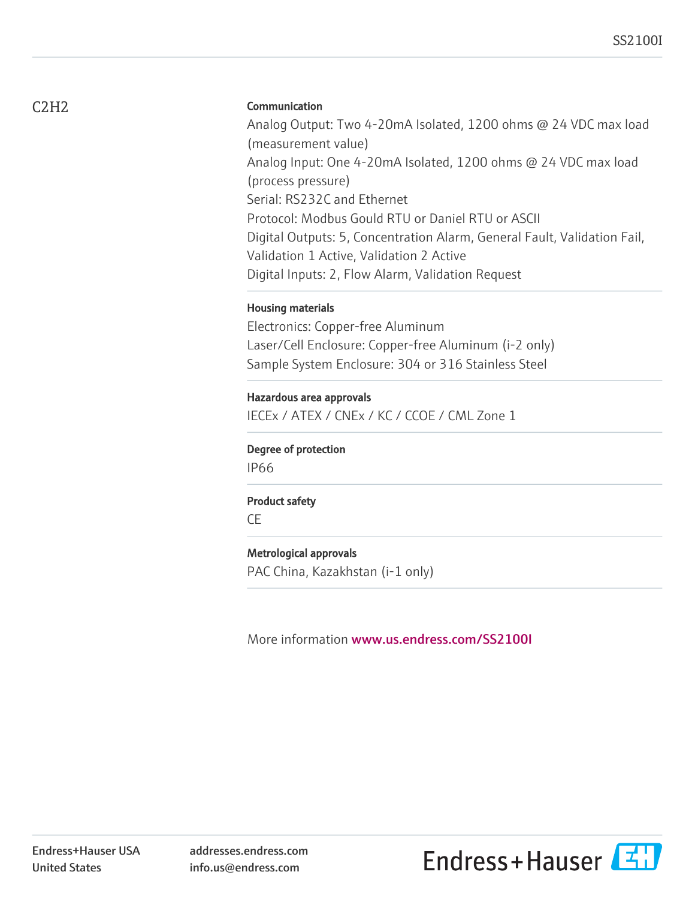C2H2

**Communication**

Analog Output: Two 4-20mA Isolated, 1200 ohms @ 24 VDC max load (measurement value)
Analog Input: One 4-20mA Isolated, 1200 ohms @ 24 VDC max load (process pressure)
Serial: RS232C and Ethernet
Protocol: Modbus Gould RTU or Daniel RTU or ASCII
Digital Outputs: 5, Concentration Alarm, General Fault, Validation Fail, Validation 1 Active, Validation 2 Active
Digital Inputs: 2, Flow Alarm, Validation Request

**Housing materials**

Electronics: Copper-free Aluminum
Laser/Cell Enclosure: Copper-free Aluminum (i-2 only)
Sample System Enclosure: 304 or 316 Stainless Steel

**Hazardous area approvals**

IECEx / ATEX / CNEx / KC / CCOE / CML Zone 1

**Degree of protection**

IP66

**Product safety**

CE

**Metrological approvals**

PAC China, Kazakhstan (i-1 only)

More information **www.us.endress.com/SS2100I**

Endress+Hauser USA
United States

addresses.endress.com
info.us@endress.com

Endress+Hauser